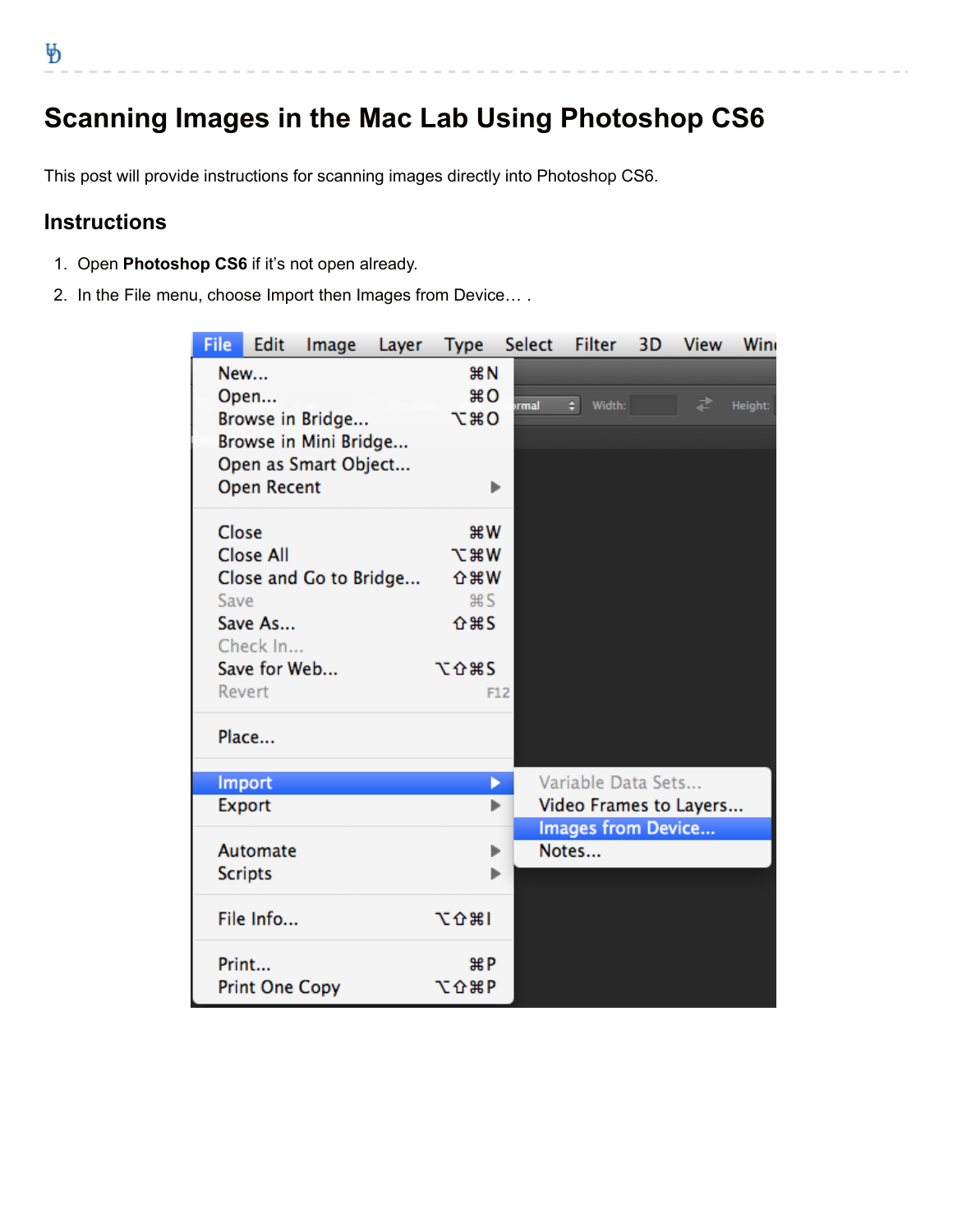# Scanning Images in the Mac Lab Using Photoshop CS6

This post will provide instructions for scanning images directly into Photoshop CS6.

## Instructions

1. Open **Photoshop CS6** if it's not open already.
2. In the File menu, choose Import then Images from Device… .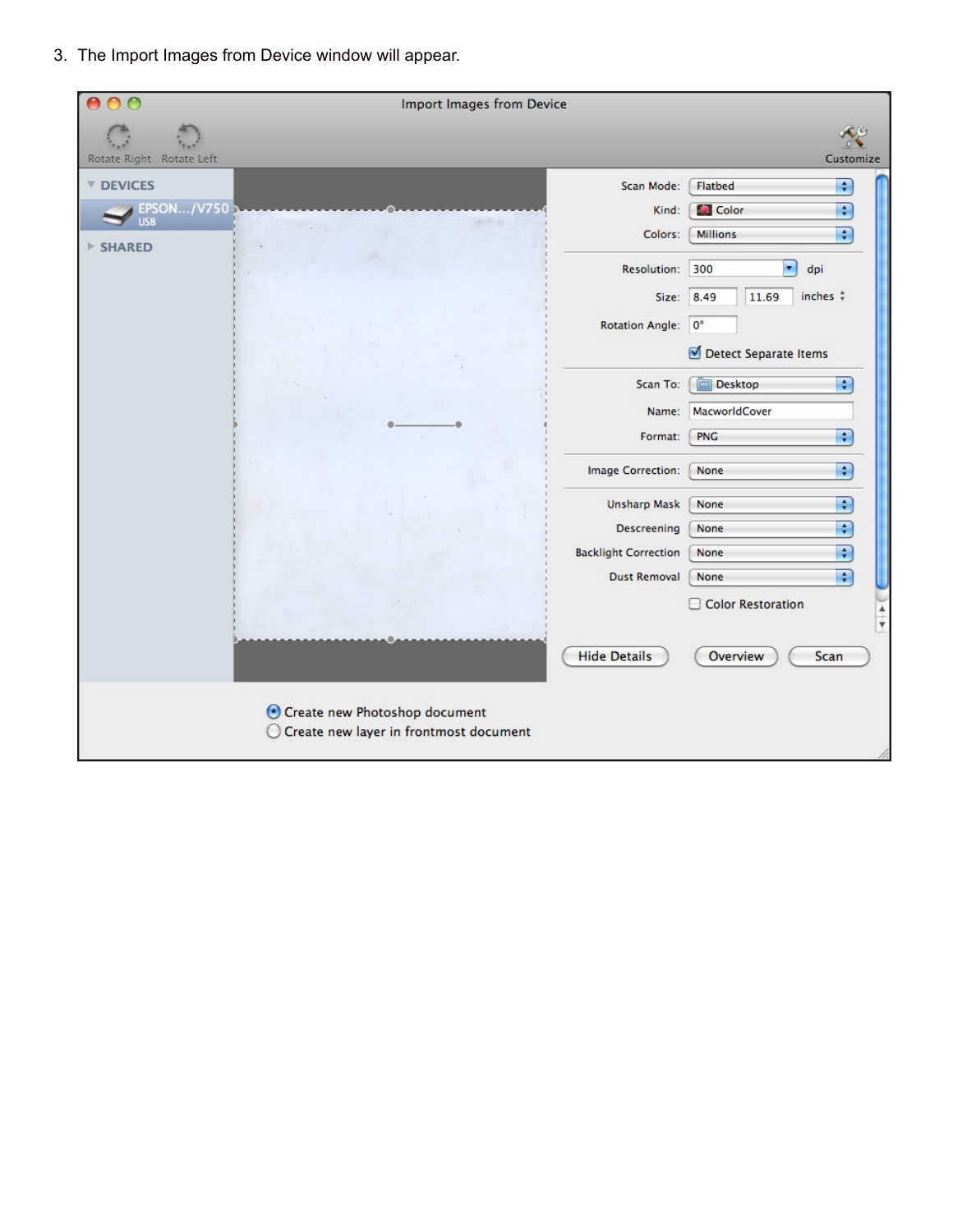3. The Import Images from Device window will appear.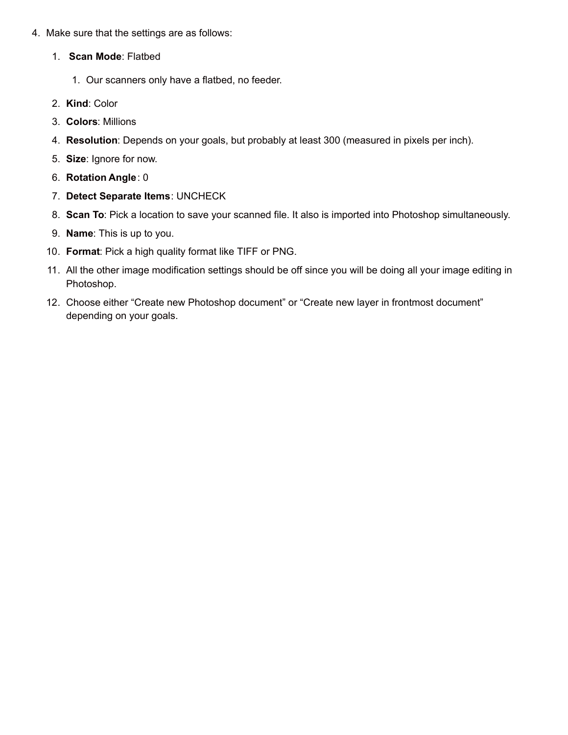4. Make sure that the settings are as follows:
    1. **Scan Mode**: Flatbed
        1. Our scanners only have a flatbed, no feeder.
    2. **Kind**: Color
    3. **Colors**: Millions
    4. **Resolution**: Depends on your goals, but probably at least 300 (measured in pixels per inch).
    5. **Size**: Ignore for now.
    6. **Rotation Angle**: 0
    7. **Detect Separate Items**: UNCHECK
    8. **Scan To**: Pick a location to save your scanned file. It also is imported into Photoshop simultaneously.
    9. **Name**: This is up to you.
    10. **Format**: Pick a high quality format like TIFF or PNG.
    11. All the other image modification settings should be off since you will be doing all your image editing in Photoshop.
    12. Choose either "Create new Photoshop document" or "Create new layer in frontmost document" depending on your goals.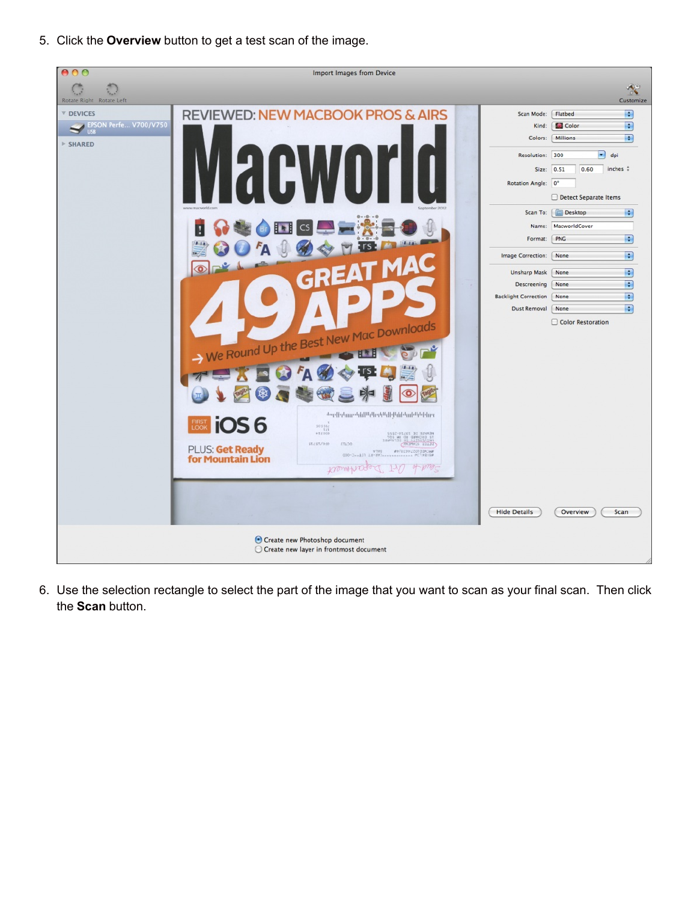5. Click the **Overview** button to get a test scan of the image.

6. Use the selection rectangle to select the part of the image that you want to scan as your final scan. Then click the **Scan** button.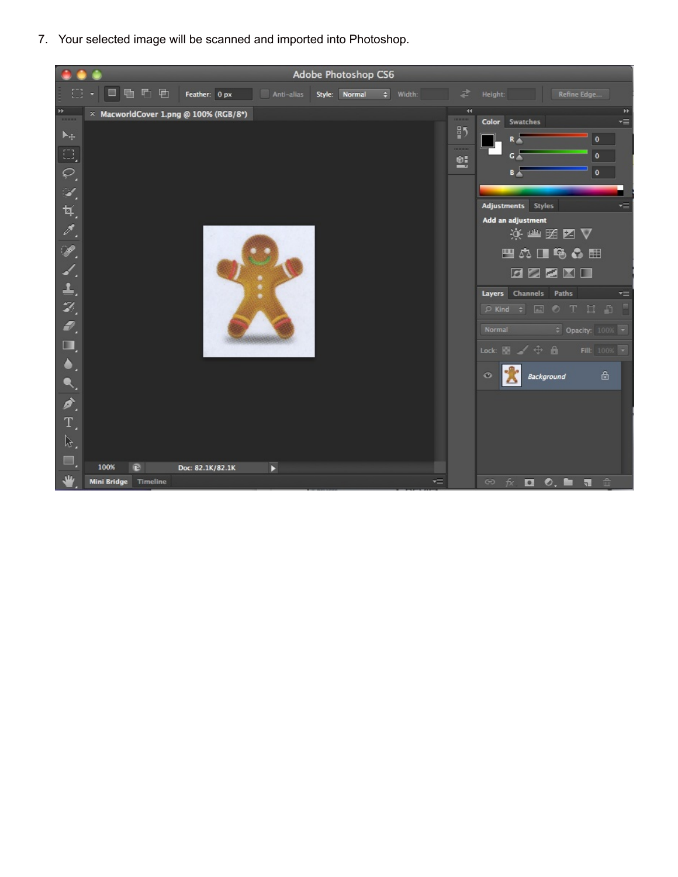7. Your selected image will be scanned and imported into Photoshop.